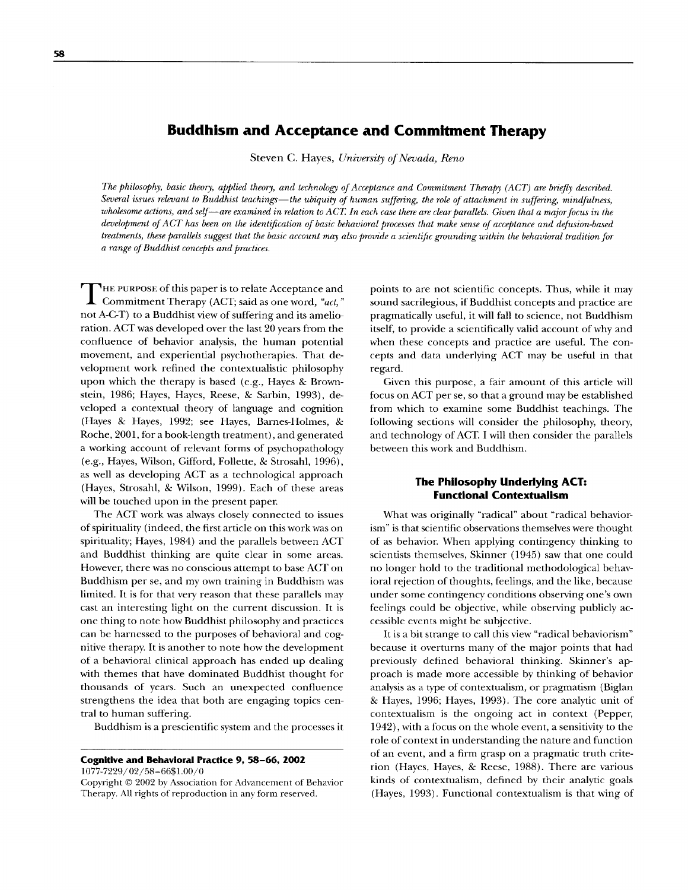# Buddhism and Acceptance and Commitment Therapy

Steven C. Hayes, *University of Nevada, Reno*

*The philosophy, basic theory, applied theory, and technology of Acceptance and Commitment Therapy (ACT) are briefly described. Several issues relevant to Buddhist teachings—the ubiquity of human suffering, the role of attachment in suffering, mindfulness, wholesome actions, and self—are examined in relation to ACT. In each case there are clear parallels. Given that a major focus in the development of ACT has been on the identification of basic behavioral processes that make sense of acceptance and defusion-based treatments, these parallels suggest that the basic account may also provide a scientific grounding within the behavioral tradition for a range of Buddhist concepts and practices.*

THE PURPOSE of this paper is to relate Acceptance and Commitment Therapy (ACT; said as one word, "*act,*" not A-C-T) to a Buddhist view of suffering and its amelioration. ACT was developed over the last 20 years from the confluence of behavior analysis, the human potential movement, and experiential psychotherapies. That development work refined the contextualistic philosophy upon which the therapy is based (e.g., Hayes & Brownstein, 1986; Hayes, Hayes, Reese, & Sarbin, 1993), developed a contextual theory of language and cognition (Hayes & Hayes, 1992; see Hayes, Barnes-Holmes, & Roche, 2001, for a book-length treatment), and generated a working account of relevant forms of psychopathology (e.g., Hayes, Wilson, Gifford, Follette, & Strosahl, 1996), as well as developing ACT as a technological approach (Hayes, Strosahl, & Wilson, 1999). Each of these areas will be touched upon in the present paper.

The ACT work was always closely connected to issues of spirituality (indeed, the first article on this work was on spirituality; Hayes, 1984) and the parallels between ACT and Buddhist thinking are quite clear in some areas. However, there was no conscious attempt to base ACT on Buddhism per se, and my own training in Buddhism was limited. It is for that very reason that these parallels may cast an interesting light on the current discussion. It is one thing to note how Buddhist philosophy and practices can be harnessed to the purposes of behavioral and cognitive therapy. It is another to note how the development of a behavioral clinical approach has ended up dealing with themes that have dominated Buddhist thought for thousands of years. Such an unexpected confluence strengthens the idea that both are engaging topics central to human suffering.

Buddhism is a prescientific system and the processes it points to are not scientific concepts. Thus, while it may sound sacrilegious, if Buddhist concepts and practice are pragmatically useful, it will fall to science, not Buddhism itself, to provide a scientifically valid account of why and when these concepts and practice are useful. The concepts and data underlying ACT may be useful in that regard.

Given this purpose, a fair amount of this article will focus on ACT per se, so that a ground may be established from which to examine some Buddhist teachings. The following sections will consider the philosophy, theory, and technology of ACT. I will then consider the parallels between this work and Buddhism.

**Cognitive and Behavioral Practice 9, 58–66, 2002**
1077-7229/02/58–66$1.00/0
Copyright © 2002 by Association for Advancement of Behavior Therapy. All rights of reproduction in any form reserved.

## The Philosophy Underlying ACT: Functional Contextualism

What was originally "radical" about "radical behaviorism" is that scientific observations themselves were thought of as behavior. When applying contingency thinking to scientists themselves, Skinner (1945) saw that one could no longer hold to the traditional methodological behavioral rejection of thoughts, feelings, and the like, because under some contingency conditions observing one's own feelings could be objective, while observing publicly accessible events might be subjective.

It is a bit strange to call this view "radical behaviorism" because it overturns many of the major points that had previously defined behavioral thinking. Skinner's approach is made more accessible by thinking of behavior analysis as a type of contextualism, or pragmatism (Biglan & Hayes, 1996; Hayes, 1993). The core analytic unit of contextualism is the ongoing act in context (Pepper, 1942), with a focus on the whole event, a sensitivity to the role of context in understanding the nature and function of an event, and a firm grasp on a pragmatic truth criterion (Hayes, Hayes, & Reese, 1988). There are various kinds of contextualism, defined by their analytic goals (Hayes, 1993). Functional contextualism is that wing of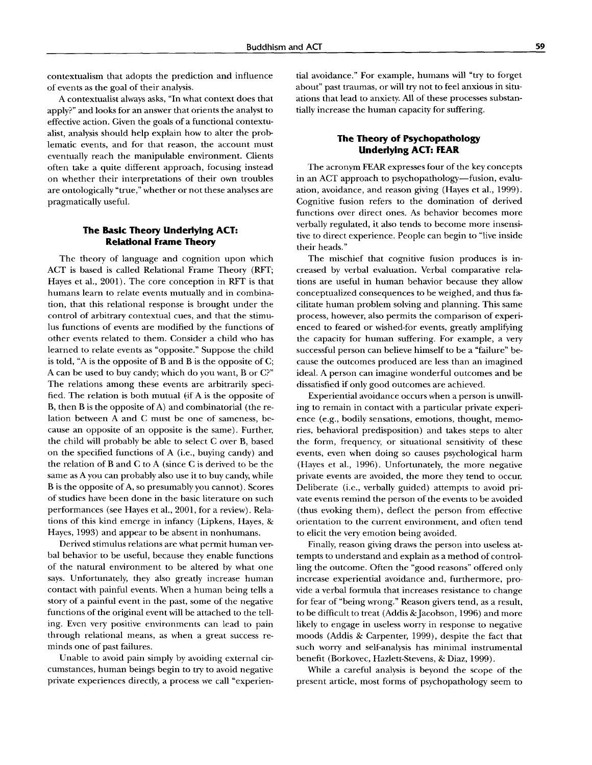contextualism that adopts the prediction and influence of events as the goal of their analysis.

A contextualist always asks, "In what context does that apply?" and looks for an answer that orients the analyst to effective action. Given the goals of a functional contextualist, analysis should help explain how to alter the problematic events, and for that reason, the account must eventually reach the manipulable environment. Clients often take a quite different approach, focusing instead on whether their interpretations of their own troubles are ontologically "true," whether or not these analyses are pragmatically useful.

### The Basic Theory Underlying ACT: Relational Frame Theory

The theory of language and cognition upon which ACT is based is called Relational Frame Theory (RFT; Hayes et al., 2001). The core conception in RFT is that humans learn to relate events mutually and in combination, that this relational response is brought under the control of arbitrary contextual cues, and that the stimulus functions of events are modified by the functions of other events related to them. Consider a child who has learned to relate events as "opposite." Suppose the child is told, "A is the opposite of B and B is the opposite of C; A can be used to buy candy; which do you want, B or C?" The relations among these events are arbitrarily specified. The relation is both mutual (if A is the opposite of B, then B is the opposite of A) and combinatorial (the relation between A and C must be one of sameness, because an opposite of an opposite is the same). Further, the child will probably be able to select C over B, based on the specified functions of A (i.e., buying candy) and the relation of B and C to A (since C is derived to be the same as A you can probably also use it to buy candy, while B is the opposite of A, so presumably you cannot). Scores of studies have been done in the basic literature on such performances (see Hayes et al., 2001, for a review). Relations of this kind emerge in infancy (Lipkens, Hayes, & Hayes, 1993) and appear to be absent in nonhumans.

Derived stimulus relations are what permit human verbal behavior to be useful, because they enable functions of the natural environment to be altered by what one says. Unfortunately, they also greatly increase human contact with painful events. When a human being tells a story of a painful event in the past, some of the negative functions of the original event will be attached to the telling. Even very positive environments can lead to pain through relational means, as when a great success reminds one of past failures.

Unable to avoid pain simply by avoiding external circumstances, human beings begin to try to avoid negative private experiences directly, a process we call "experiential avoidance." For example, humans will "try to forget about" past traumas, or will try not to feel anxious in situations that lead to anxiety. All of these processes substantially increase the human capacity for suffering.

### The Theory of Psychopathology Underlying ACT: FEAR

The acronym FEAR expresses four of the key concepts in an ACT approach to psychopathology—fusion, evaluation, avoidance, and reason giving (Hayes et al., 1999). Cognitive fusion refers to the domination of derived functions over direct ones. As behavior becomes more verbally regulated, it also tends to become more insensitive to direct experience. People can begin to "live inside their heads."

The mischief that cognitive fusion produces is increased by verbal evaluation. Verbal comparative relations are useful in human behavior because they allow conceptualized consequences to be weighed, and thus facilitate human problem solving and planning. This same process, however, also permits the comparison of experienced to feared or wished-for events, greatly amplifying the capacity for human suffering. For example, a very successful person can believe himself to be a "failure" because the outcomes produced are less than an imagined ideal. A person can imagine wonderful outcomes and be dissatisfied if only good outcomes are achieved.

Experiential avoidance occurs when a person is unwilling to remain in contact with a particular private experience (e.g., bodily sensations, emotions, thought, memories, behavioral predisposition) and takes steps to alter the form, frequency, or situational sensitivity of these events, even when doing so causes psychological harm (Hayes et al., 1996). Unfortunately, the more negative private events are avoided, the more they tend to occur. Deliberate (i.e., verbally guided) attempts to avoid private events remind the person of the events to be avoided (thus evoking them), deflect the person from effective orientation to the current environment, and often tend to elicit the very emotion being avoided.

Finally, reason giving draws the person into useless attempts to understand and explain as a method of controlling the outcome. Often the "good reasons" offered only increase experiential avoidance and, furthermore, provide a verbal formula that increases resistance to change for fear of "being wrong." Reason givers tend, as a result, to be difficult to treat (Addis & Jacobson, 1996) and more likely to engage in useless worry in response to negative moods (Addis & Carpenter, 1999), despite the fact that such worry and self-analysis has minimal instrumental benefit (Borkovec, Hazlett-Stevens, & Diaz, 1999).

While a careful analysis is beyond the scope of the present article, most forms of psychopathology seem to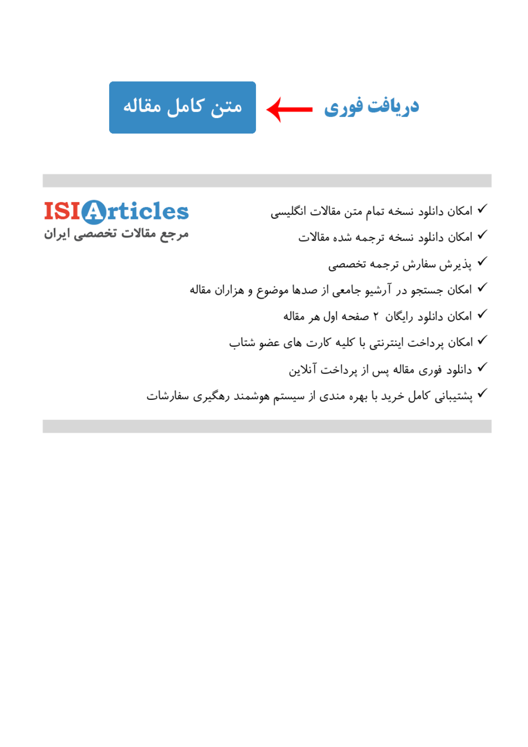**دریافت فوری** ← **متن کامل مقاله**

**ISIArticles**
مرجع مقالات تخصصی ایران

- ✓ امکان دانلود نسخه تمام متن مقالات انگلیسی
- ✓ امکان دانلود نسخه ترجمه شده مقالات
- ✓ پذیرش سفارش ترجمه تخصصی
- ✓ امکان جستجو در آرشیو جامعی از صدها موضوع و هزاران مقاله
- ✓ امکان دانلود رایگان ۲ صفحه اول هر مقاله
- ✓ امکان پرداخت اینترنتی با کلیه کارت های عضو شتاب
- ✓ دانلود فوری مقاله پس از پرداخت آنلاین
- ✓ پشتیبانی کامل خرید با بهره مندی از سیستم هوشمند رهگیری سفارشات